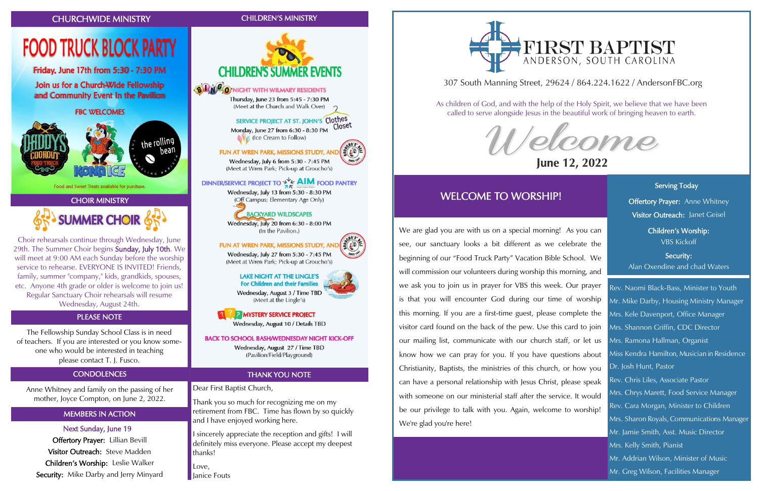## CHURCHWIDE MINISTRY

# FOOD TRUCK BLOCK PARTY

**Friday, June 17th from 5:30 - 7:30 PM**

**Join us for a Church-Wide Fellowship and Community Event In the Pavilion**

**FBC WELCOMES**

Daddy's Cookout Food Truck · Kona Ice · the rolling bean

Food and Sweet Treats available for purchase.

## CHOIR MINISTRY

### SUMMER CHOIR

Choir rehearsals continue through Wednesday, June 29th. The Summer Choir begins **Sunday, July 10th**. We will meet at 9:00 AM each Sunday before the worship service to rehearse. EVERYONE IS INVITED! Friends, family, summer "company," kids, grandkids, spouses, etc. Anyone 4th grade or older is welcome to join us! Regular Sanctuary Choir rehearsals will resume Wednesday, August 24th.

## PLEASE NOTE

The Fellowship Sunday School Class is in need of teachers. If you are interested or you know someone who would be interested in teaching please contact T. J. Fusco.

## CONDOLENCES

Anne Whitney and family on the passing of her mother, Joyce Compton, on June 2, 2022.

## MEMBERS IN ACTION

Next Sunday, June 19

**Offertory Prayer:** Lillian Bevill

**Visitor Outreach:** Steve Madden

**Children's Worship:** Leslie Walker

**Security:** Mike Darby and Jerry Minyard

## CHILDREN'S MINISTRY

### CHILDREN'S SUMMER EVENTS

**BINGO NIGHT WITH WILMARY RESIDENTS**
Thursday, June 23 from 5:45 - 7:30 PM
(Meet at the Church and Walk Over)

**SERVICE PROJECT AT ST. JOHN'S Clothes Closet**
Monday, June 27 from 6:30 - 8:30 PM
(Ice Cream to Follow)

**FUN AT WREN PARK, MISSIONS STUDY, AND Groucho's**
Wednesday, July 6 from 5:30 - 7:45 PM
(Meet at Wren Park; Pick-up at Groucho's)

**DINNER/SERVICE PROJECT TO AIM FOOD PANTRY**
Wednesday, July 13 from 5:30 - 8:30 PM
(Off Campus; Elementary Age Only)

**BACKYARD WILDSCAPES**
Wednesday, July 20 from 6:30 - 8:00 PM
(In the Pavilion.)

**FUN AT WREN PARK, MISSIONS STUDY, AND Groucho's**
Wednesday, July 27 from 5:30 - 7:45 PM
(Meet at Wren Park; Pick-up at Groucho's)

**LAKE NIGHT AT THE LINGLE'S For Children and their Families**
Wednesday, August 3 / Time TBD
(Meet at the Lingle's)

**MYSTERY SERVICE PROJECT**
Wednesday, August 10 / Details TBD

**BACK TO SCHOOL BASH/WEDNESDAY NIGHT KICK-OFF**
Wednesday, August 27 / Time TBD
(Pavilion/Field/Playground)

## THANK YOU NOTE

Dear First Baptist Church,

Thank you so much for recognizing me on my retirement from FBC. Time has flown by so quickly and I have enjoyed working here.

I sincerely appreciate the reception and gifts! I will definitely miss everyone. Please accept my deepest thanks!

Love,
Janice Fouts

# FIRST BAPTIST
ANDERSON, SOUTH CAROLINA

307 South Manning Street, 29624 / 864.224.1622 / AndersonFBC.org

As children of God, and with the help of the Holy Spirit, we believe that we have been called to serve alongside Jesus in the beautiful work of bringing heaven to earth.

# Welcome
**June 12, 2022**

## WELCOME TO WORSHIP!

We are glad you are with us on a special morning! As you can see, our sanctuary looks a bit different as we celebrate the beginning of our "Food Truck Party" Vacation Bible School. We will commission our volunteers during worship this morning, and we ask you to join us in prayer for VBS this week. Our prayer is that you will encounter God during our time of worship this morning. If you are a first-time guest, please complete the visitor card found on the back of the pew. Use this card to join our mailing list, communicate with our church staff, or let us know how we can pray for you. If you have questions about Christianity, Baptists, the ministries of this church, or how you can have a personal relationship with Jesus Christ, please speak with someone on our ministerial staff after the service. It would be our privilege to talk with you. Again, welcome to worship! We're glad you're here!

### Serving Today

**Offertory Prayer:** Anne Whitney

**Visitor Outreach:** Janet Geisel

**Children's Worship:**
VBS Kickoff

**Security:**
Alan Oxendine and chad Waters

Rev. Naomi Black-Bass, Minister to Youth
Mr. Mike Darby, Housing Ministry Manager
Mrs. Kele Davenport, Office Manager
Mrs. Shannon Griffin, CDC Director
Mrs. Ramona Hallman, Organist
Miss Kendra Hamilton, Musician in Residence
Dr. Josh Hunt, Pastor
Rev. Chris Liles, Associate Pastor
Mrs. Chrys Marett, Food Service Manager
Rev. Cara Morgan, Minister to Children
Mrs. Sharon Royals, Communications Manager
Mr. Jamie Smith, Asst. Music Director
Mrs. Kelly Smith, Pianist
Mr. Addrian Wilson, Minister of Music
Mr. Greg Wilson, Facilities Manager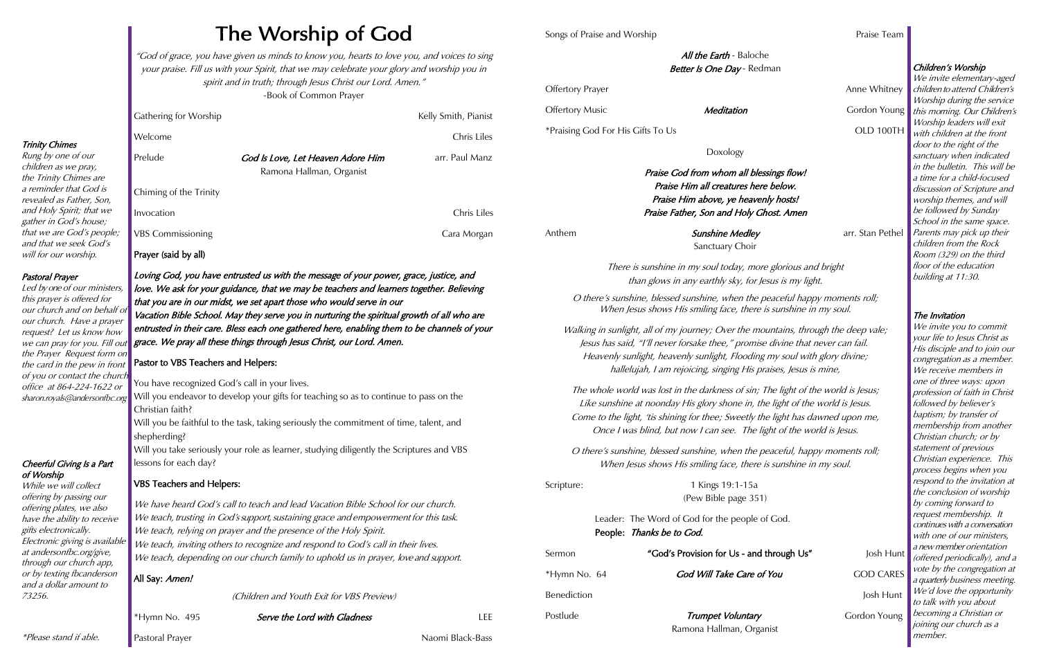## Trinity Chimes

*Rung by one of our children as we pray, the Trinity Chimes are a reminder that God is revealed as Father, Son, and Holy Spirit; that we gather in God's house; that we are God's people; and that we seek God's will for our worship.*

## Pastoral Prayer

*Led by one of our ministers, this prayer is offered for our church and on behalf of our church. Have a prayer request? Let us know how we can pray for you. Fill out the Prayer Request form on the card in the pew in front of you or contact the church office at 864-224-1622 or sharon.royals@andersonfbc.org*

## Cheerful Giving Is a Part of Worship

*While we will collect offering by passing our offering plates, we also have the ability to receive gifts electronically. Electronic giving is available at andersonfbc.org/give, through our church app, or by texting fbcanderson and a dollar amount to 73256.*

**Please stand if able.*

# The Worship of God

*"God of grace, you have given us minds to know you, hearts to love you, and voices to sing your praise. Fill us with your Spirit, that we may celebrate your glory and worship you in spirit and in truth; through Jesus Christ our Lord. Amen."*
-Book of Common Prayer

Gathering for Worship — Kelly Smith, Pianist

Welcome — Chris Liles

Prelude — ***God Is Love, Let Heaven Adore Him*** — arr. Paul Manz
Ramona Hallman, Organist

Chiming of the Trinity

Invocation — Chris Liles

VBS Commissioning — Cara Morgan

**Prayer (said by all)**

***Loving God, you have entrusted us with the message of your power, grace, justice, and love. We ask for your guidance, that we may be teachers and learners together. Believing that you are in our midst, we set apart those who would serve in our Vacation Bible School. May they serve you in nurturing the spiritual growth of all who are entrusted in their care. Bless each one gathered here, enabling them to be channels of your grace. We pray all these things through Jesus Christ, our Lord. Amen.***

**Pastor to VBS Teachers and Helpers:**

You have recognized God's call in your lives.
Will you endeavor to develop your gifts for teaching so as to continue to pass on the Christian faith?
Will you be faithful to the task, taking seriously the commitment of time, talent, and shepherding?
Will you take seriously your role as learner, studying diligently the Scriptures and VBS lessons for each day?

**VBS Teachers and Helpers:**

*We have heard God's call to teach and lead Vacation Bible School for our church.*
*We teach, trusting in God's support, sustaining grace and empowerment for this task.*
*We teach, relying on prayer and the presence of the Holy Spirit.*
*We teach, inviting others to recognize and respond to God's call in their lives.*
*We teach, depending on our church family to uphold us in prayer, love and support.*

**All Say: *Amen!***

*(Children and Youth Exit for VBS Preview)*

*Hymn No. 495 — ***Serve the Lord with Gladness*** — LEE

Pastoral Prayer — Naomi Black-Bass

Songs of Praise and Worship — Praise Team

***All the Earth*** - Baloche
***Better Is One Day*** - Redman

Offertory Prayer — Anne Whitney

Offertory Music — ***Meditation*** — Gordon Young

*Praising God For His Gifts To Us — OLD 100TH

Doxology

***Praise God from whom all blessings flow!***
***Praise Him all creatures here below.***
***Praise Him above, ye heavenly hosts!***
***Praise Father, Son and Holy Ghost. Amen***

Anthem — ***Sunshine Medley*** — arr. Stan Pethel
Sanctuary Choir

*There is sunshine in my soul today, more glorious and bright than glows in any earthly sky, for Jesus is my light.*

*O there's sunshine, blessed sunshine, when the peaceful happy moments roll; When Jesus shows His smiling face, there is sunshine in my soul.*

*Walking in sunlight, all of my journey; Over the mountains, through the deep vale; Jesus has said, "I'll never forsake thee," promise divine that never can fail. Heavenly sunlight, heavenly sunlight, Flooding my soul with glory divine; hallelujah, I am rejoicing, singing His praises, Jesus is mine,*

*The whole world was lost in the darkness of sin; The light of the world is Jesus; Like sunshine at noonday His glory shone in, the light of the world is Jesus. Come to the light, 'tis shining for thee; Sweetly the light has dawned upon me, Once I was blind, but now I can see. The light of the world is Jesus.*

*O there's sunshine, blessed sunshine, when the peaceful, happy moments roll; When Jesus shows His smiling face, there is sunshine in my soul.*

Scripture: — 1 Kings 19:1-15a
(Pew Bible page 351)

Leader: The Word of God for the people of God.
**People: *Thanks be to God.***

Sermon — **"God's Provision for Us - and through Us"** — Josh Hunt

*Hymn No. 64 — ***God Will Take Care of You*** — GOD CARES

Benediction — Josh Hunt

Postlude — ***Trumpet Voluntary*** — Gordon Young
Ramona Hallman, Organist

## Children's Worship

*We invite elementary-aged children to attend Children's Worship during the service this morning. Our Children's Worship leaders will exit with children at the front door to the right of the sanctuary when indicated in the bulletin. This will be a time for a child-focused discussion of Scripture and worship themes, and will be followed by Sunday School in the same space. Parents may pick up their children from the Rock Room (329) on the third floor of the education building at 11:30.*

## The Invitation

*We invite you to commit your life to Jesus Christ as His disciple and to join our congregation as a member. We receive members in one of three ways: upon profession of faith in Christ followed by believer's baptism; by transfer of membership from another Christian church; or by statement of previous Christian experience. This process begins when you respond to the invitation at the conclusion of worship by coming forward to request membership. It continues with a conversation with one of our ministers, a new member orientation (offered periodically), and a vote by the congregation at a quarterly business meeting. We'd love the opportunity to talk with you about becoming a Christian or joining our church as a member.*